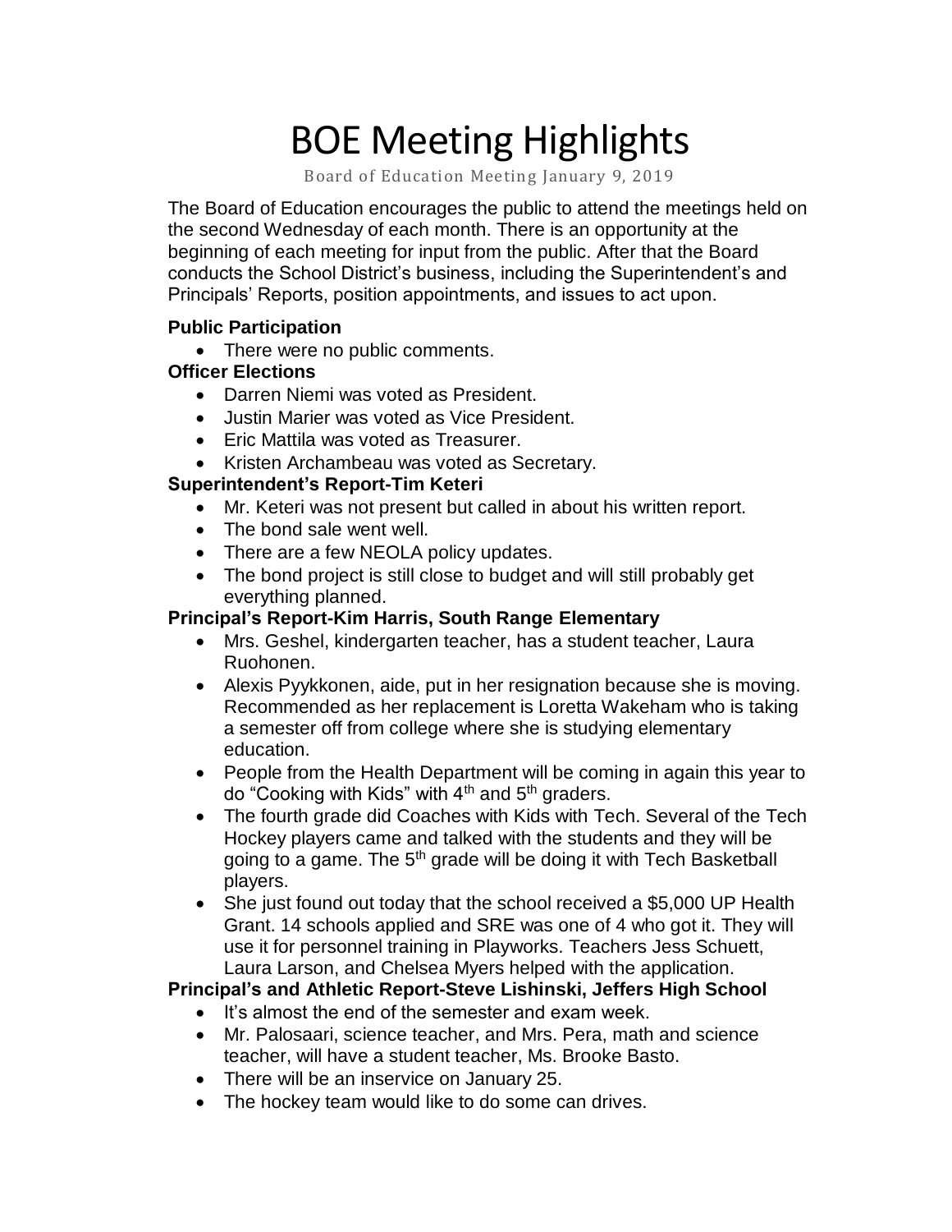# BOE Meeting Highlights

Board of Education Meeting January 9, 2019

The Board of Education encourages the public to attend the meetings held on the second Wednesday of each month. There is an opportunity at the beginning of each meeting for input from the public. After that the Board conducts the School District's business, including the Superintendent's and Principals' Reports, position appointments, and issues to act upon.

**Public Participation**

- There were no public comments.

**Officer Elections**

- Darren Niemi was voted as President.
- Justin Marier was voted as Vice President.
- Eric Mattila was voted as Treasurer.
- Kristen Archambeau was voted as Secretary.

**Superintendent's Report-Tim Keteri**

- Mr. Keteri was not present but called in about his written report.
- The bond sale went well.
- There are a few NEOLA policy updates.
- The bond project is still close to budget and will still probably get everything planned.

**Principal's Report-Kim Harris, South Range Elementary**

- Mrs. Geshel, kindergarten teacher, has a student teacher, Laura Ruohonen.
- Alexis Pyykkonen, aide, put in her resignation because she is moving. Recommended as her replacement is Loretta Wakeham who is taking a semester off from college where she is studying elementary education.
- People from the Health Department will be coming in again this year to do "Cooking with Kids" with 4th and 5th graders.
- The fourth grade did Coaches with Kids with Tech. Several of the Tech Hockey players came and talked with the students and they will be going to a game. The 5th grade will be doing it with Tech Basketball players.
- She just found out today that the school received a $5,000 UP Health Grant. 14 schools applied and SRE was one of 4 who got it. They will use it for personnel training in Playworks. Teachers Jess Schuett, Laura Larson, and Chelsea Myers helped with the application.

**Principal's and Athletic Report-Steve Lishinski, Jeffers High School**

- It's almost the end of the semester and exam week.
- Mr. Palosaari, science teacher, and Mrs. Pera, math and science teacher, will have a student teacher, Ms. Brooke Basto.
- There will be an inservice on January 25.
- The hockey team would like to do some can drives.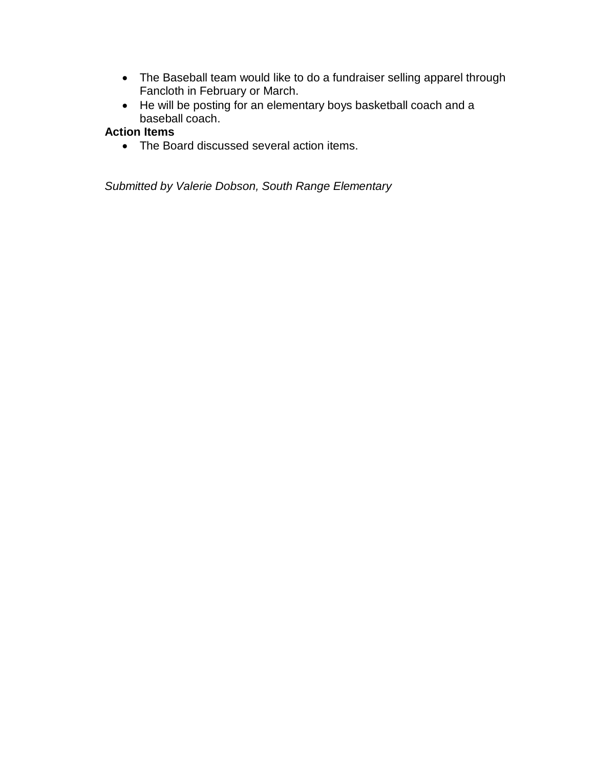- The Baseball team would like to do a fundraiser selling apparel through Fancloth in February or March.
- He will be posting for an elementary boys basketball coach and a baseball coach.

**Action Items**

- The Board discussed several action items.

*Submitted by Valerie Dobson, South Range Elementary*